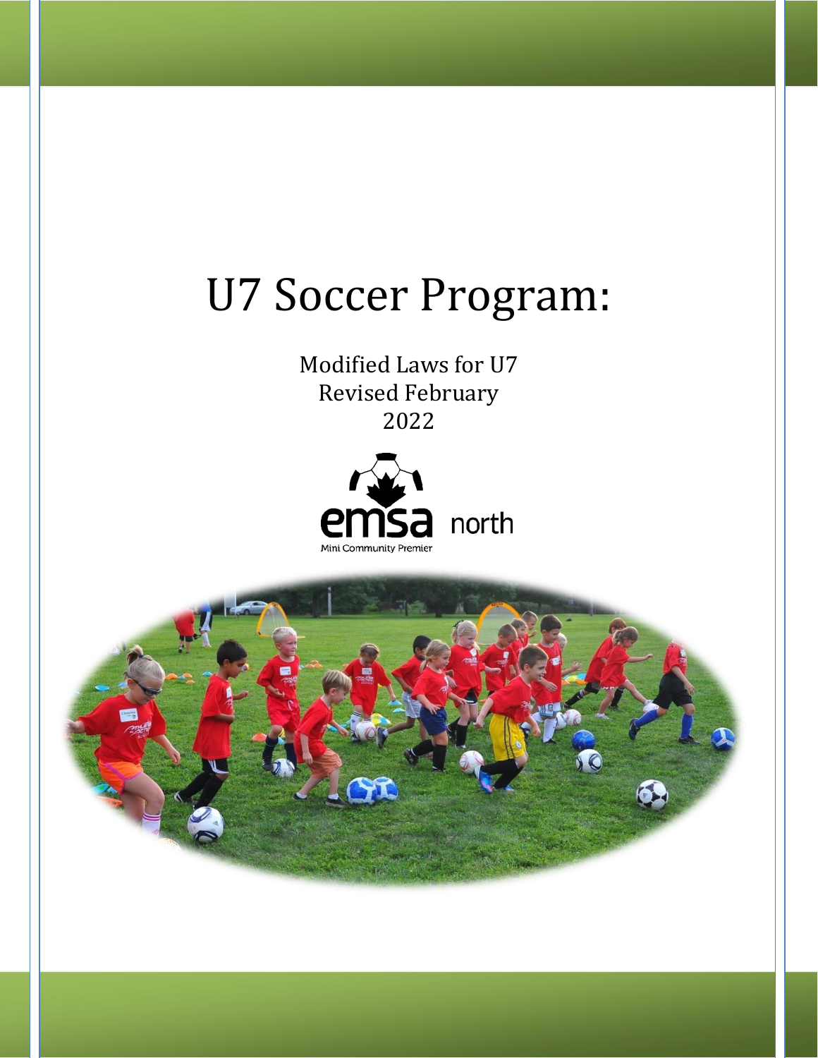# U7 Soccer Program:

Modified Laws for U7
Revised February
2022

emsa north

Mini Community Premier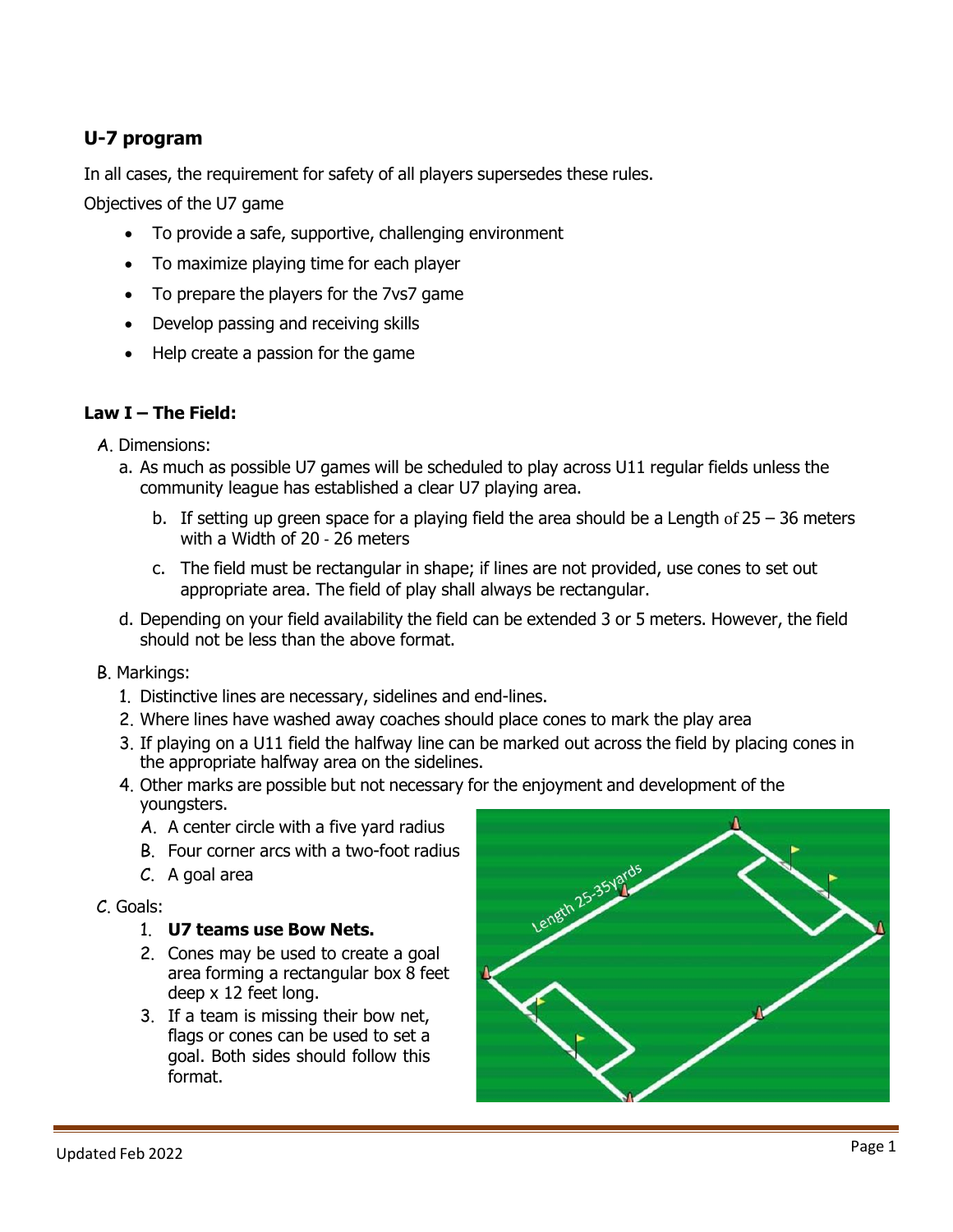## U-7 program

In all cases, the requirement for safety of all players supersedes these rules.

Objectives of the U7 game

- To provide a safe, supportive, challenging environment
- To maximize playing time for each player
- To prepare the players for the 7vs7 game
- Develop passing and receiving skills
- Help create a passion for the game

### Law I – The Field:

A. Dimensions:

a. As much as possible U7 games will be scheduled to play across U11 regular fields unless the community league has established a clear U7 playing area.

b. If setting up green space for a playing field the area should be a Length of 25 – 36 meters with a Width of 20 - 26 meters

c. The field must be rectangular in shape; if lines are not provided, use cones to set out appropriate area. The field of play shall always be rectangular.

d. Depending on your field availability the field can be extended 3 or 5 meters. However, the field should not be less than the above format.

B. Markings:

1. Distinctive lines are necessary, sidelines and end-lines.
2. Where lines have washed away coaches should place cones to mark the play area
3. If playing on a U11 field the halfway line can be marked out across the field by placing cones in the appropriate halfway area on the sidelines.
4. Other marks are possible but not necessary for the enjoyment and development of the youngsters.
   A. A center circle with a five yard radius
   B. Four corner arcs with a two-foot radius
   C. A goal area

C. Goals:

1. **U7 teams use Bow Nets.**
2. Cones may be used to create a goal area forming a rectangular box 8 feet deep x 12 feet long.
3. If a team is missing their bow net, flags or cones can be used to set a goal. Both sides should follow this format.

Length 25-35yards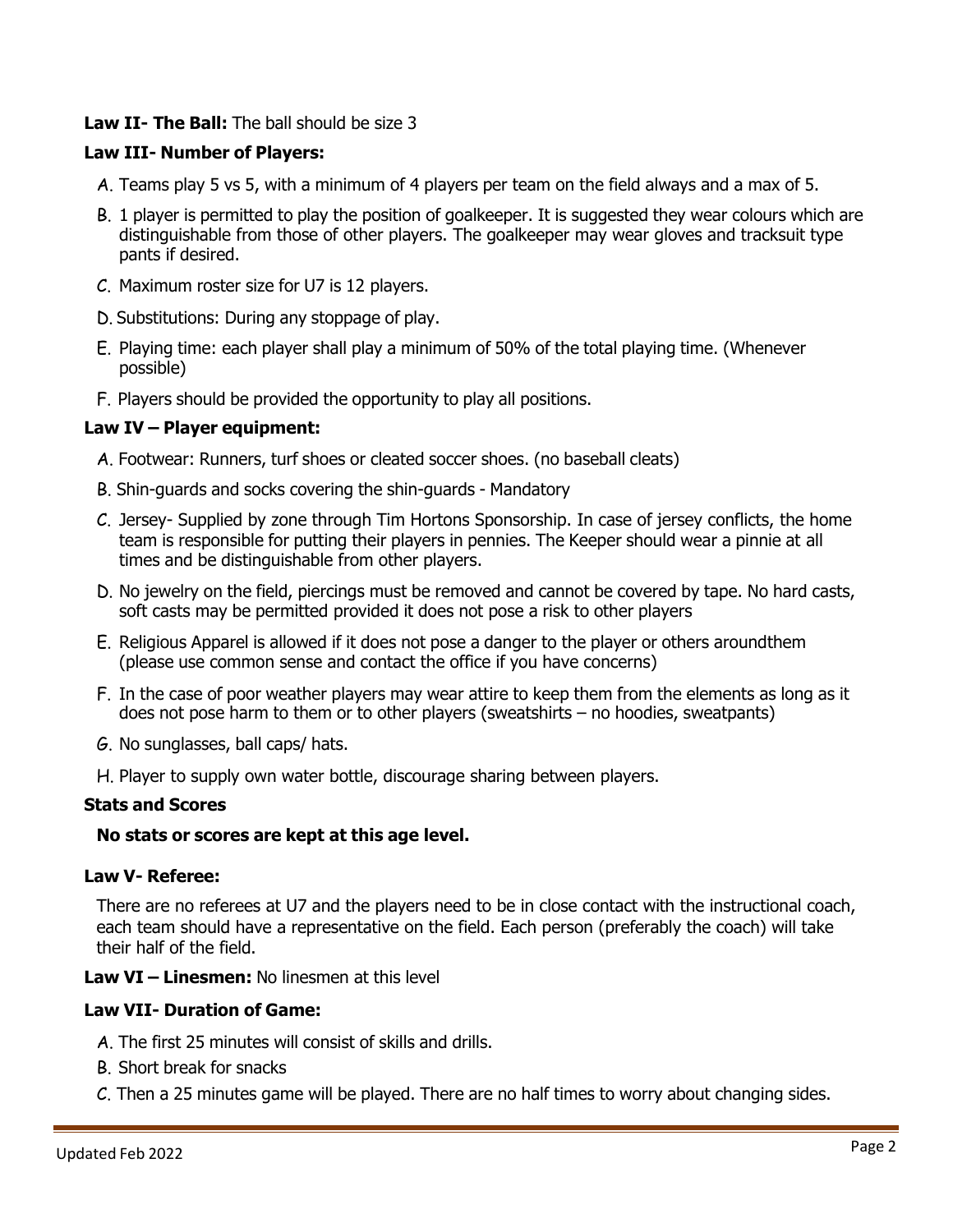**Law II- The Ball:** The ball should be size 3

**Law III- Number of Players:**

A. Teams play 5 vs 5, with a minimum of 4 players per team on the field always and a max of 5.

B. 1 player is permitted to play the position of goalkeeper. It is suggested they wear colours which are distinguishable from those of other players. The goalkeeper may wear gloves and tracksuit type pants if desired.

C. Maximum roster size for U7 is 12 players.

D. Substitutions: During any stoppage of play.

E. Playing time: each player shall play a minimum of 50% of the total playing time. (Whenever possible)

F. Players should be provided the opportunity to play all positions.

**Law IV – Player equipment:**

A. Footwear: Runners, turf shoes or cleated soccer shoes. (no baseball cleats)

B. Shin-guards and socks covering the shin-guards - Mandatory

C. Jersey- Supplied by zone through Tim Hortons Sponsorship. In case of jersey conflicts, the home team is responsible for putting their players in pennies. The Keeper should wear a pinnie at all times and be distinguishable from other players.

D. No jewelry on the field, piercings must be removed and cannot be covered by tape. No hard casts, soft casts may be permitted provided it does not pose a risk to other players

E. Religious Apparel is allowed if it does not pose a danger to the player or others aroundthem (please use common sense and contact the office if you have concerns)

F. In the case of poor weather players may wear attire to keep them from the elements as long as it does not pose harm to them or to other players (sweatshirts – no hoodies, sweatpants)

G. No sunglasses, ball caps/ hats.

H. Player to supply own water bottle, discourage sharing between players.

**Stats and Scores**

**No stats or scores are kept at this age level.**

**Law V- Referee:**

There are no referees at U7 and the players need to be in close contact with the instructional coach, each team should have a representative on the field. Each person (preferably the coach) will take their half of the field.

**Law VI – Linesmen:** No linesmen at this level

**Law VII- Duration of Game:**

A. The first 25 minutes will consist of skills and drills.

B. Short break for snacks

C. Then a 25 minutes game will be played. There are no half times to worry about changing sides.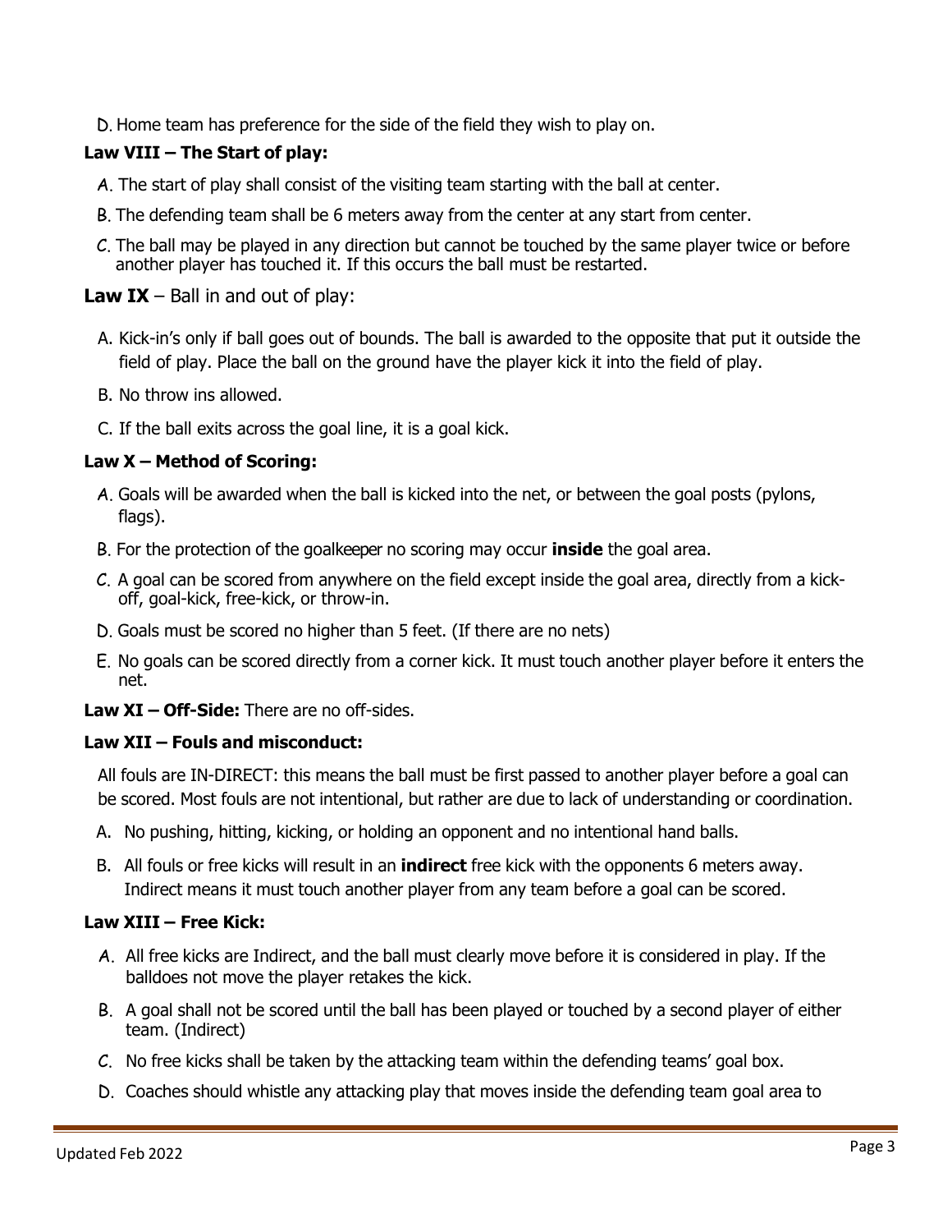D. Home team has preference for the side of the field they wish to play on.

**Law VIII – The Start of play:**

A. The start of play shall consist of the visiting team starting with the ball at center.

B. The defending team shall be 6 meters away from the center at any start from center.

C. The ball may be played in any direction but cannot be touched by the same player twice or before another player has touched it. If this occurs the ball must be restarted.

**Law IX** – Ball in and out of play:

A. Kick-in's only if ball goes out of bounds. The ball is awarded to the opposite that put it outside the field of play. Place the ball on the ground have the player kick it into the field of play.

B. No throw ins allowed.

C. If the ball exits across the goal line, it is a goal kick.

**Law X – Method of Scoring:**

A. Goals will be awarded when the ball is kicked into the net, or between the goal posts (pylons, flags).

B. For the protection of the goalkeeper no scoring may occur **inside** the goal area.

C. A goal can be scored from anywhere on the field except inside the goal area, directly from a kick-off, goal-kick, free-kick, or throw-in.

D. Goals must be scored no higher than 5 feet. (If there are no nets)

E. No goals can be scored directly from a corner kick. It must touch another player before it enters the net.

**Law XI – Off-Side:** There are no off-sides.

**Law XII – Fouls and misconduct:**

All fouls are IN-DIRECT: this means the ball must be first passed to another player before a goal can be scored. Most fouls are not intentional, but rather are due to lack of understanding or coordination.

A. No pushing, hitting, kicking, or holding an opponent and no intentional hand balls.

B. All fouls or free kicks will result in an **indirect** free kick with the opponents 6 meters away. Indirect means it must touch another player from any team before a goal can be scored.

**Law XIII – Free Kick:**

A. All free kicks are Indirect, and the ball must clearly move before it is considered in play. If the balldoes not move the player retakes the kick.

B. A goal shall not be scored until the ball has been played or touched by a second player of either team. (Indirect)

C. No free kicks shall be taken by the attacking team within the defending teams' goal box.

D. Coaches should whistle any attacking play that moves inside the defending team goal area to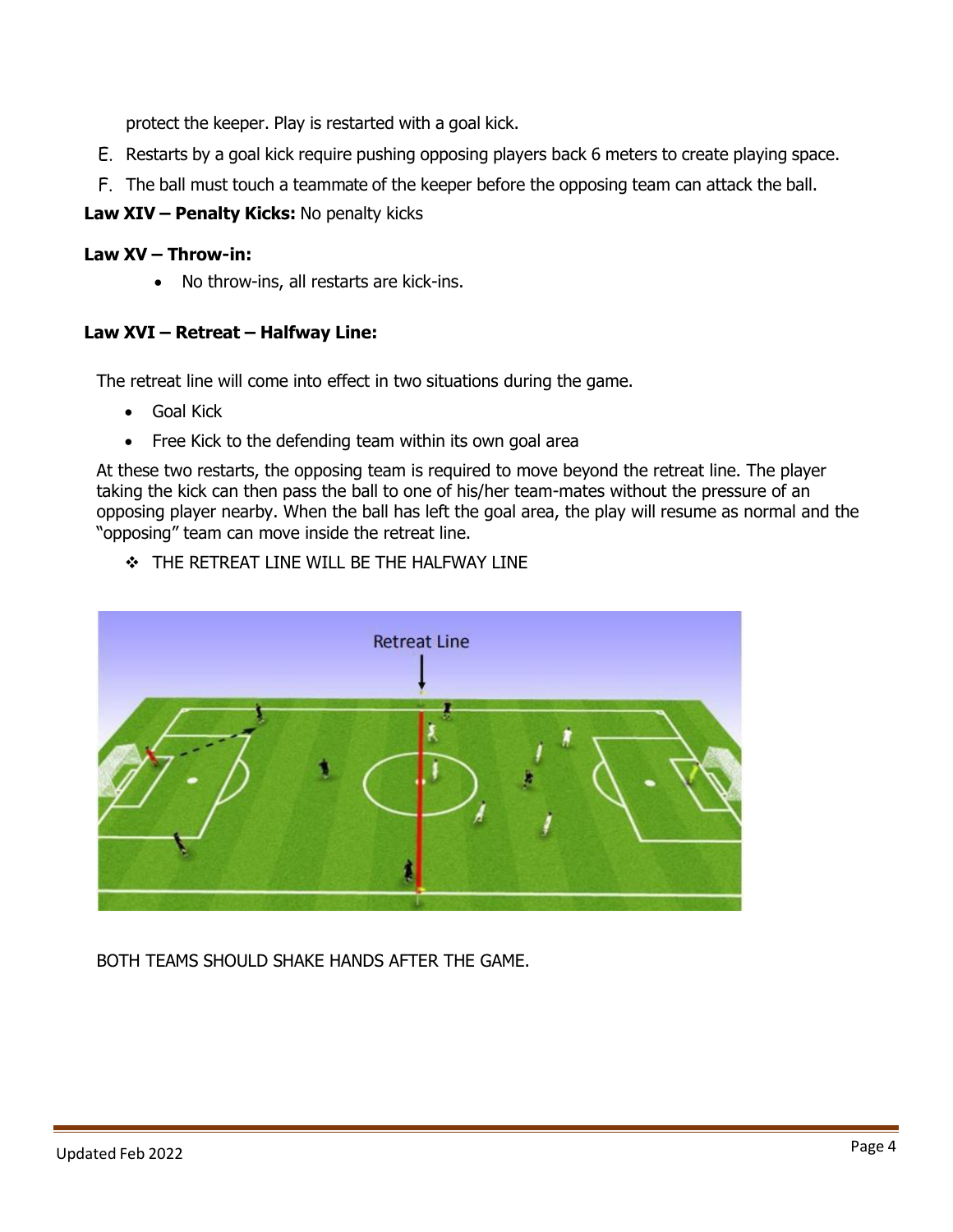protect the keeper. Play is restarted with a goal kick.

E. Restarts by a goal kick require pushing opposing players back 6 meters to create playing space.

F. The ball must touch a teammate of the keeper before the opposing team can attack the ball.

**Law XIV – Penalty Kicks:** No penalty kicks

**Law XV – Throw-in:**

- No throw-ins, all restarts are kick-ins.

**Law XVI – Retreat – Halfway Line:**

The retreat line will come into effect in two situations during the game.

- Goal Kick
- Free Kick to the defending team within its own goal area

At these two restarts, the opposing team is required to move beyond the retreat line. The player taking the kick can then pass the ball to one of his/her team-mates without the pressure of an opposing player nearby. When the ball has left the goal area, the play will resume as normal and the "opposing" team can move inside the retreat line.

- ❖ THE RETREAT LINE WILL BE THE HALFWAY LINE

Retreat Line

BOTH TEAMS SHOULD SHAKE HANDS AFTER THE GAME.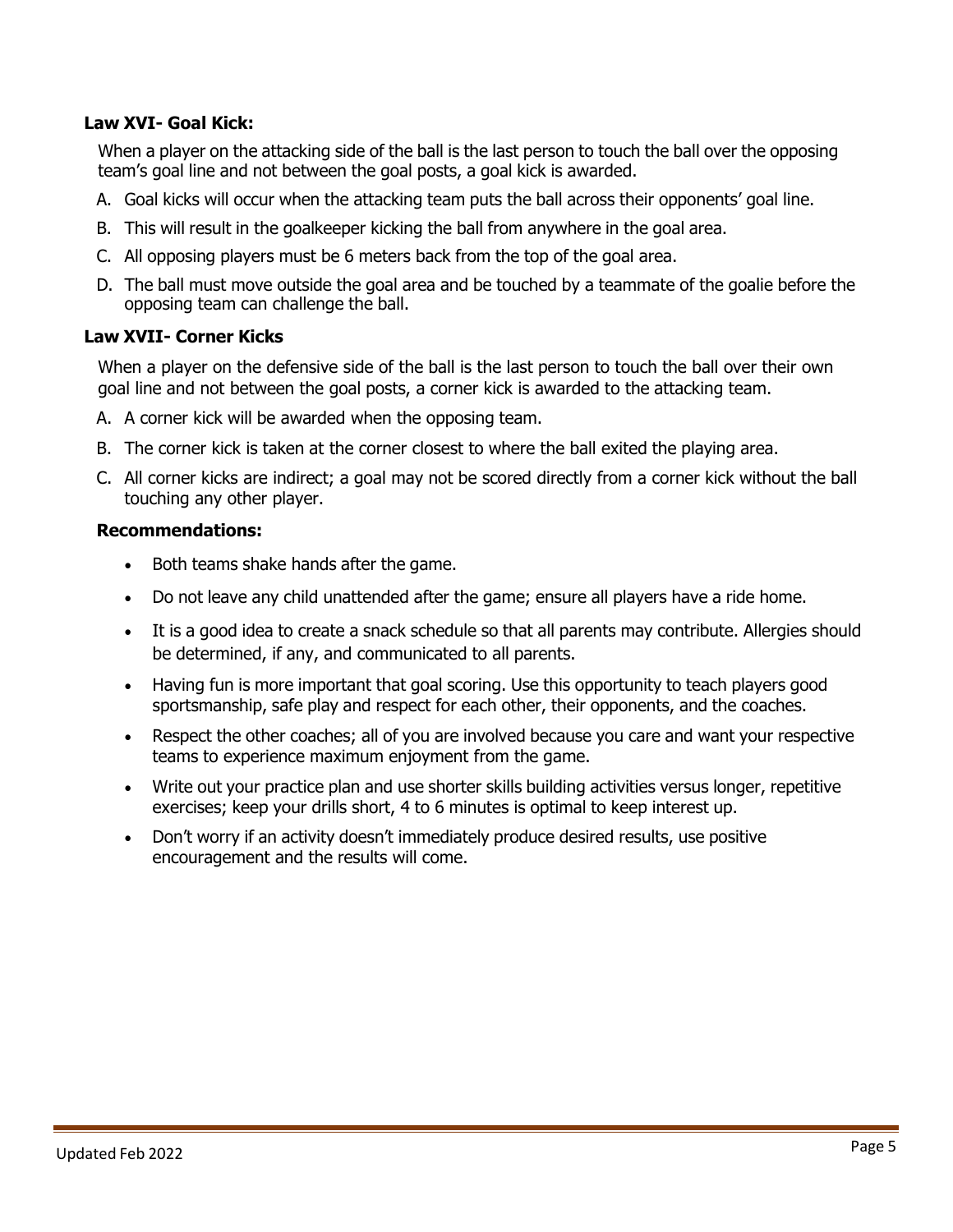### Law XVI- Goal Kick:

When a player on the attacking side of the ball is the last person to touch the ball over the opposing team's goal line and not between the goal posts, a goal kick is awarded.

A. Goal kicks will occur when the attacking team puts the ball across their opponents' goal line.
B. This will result in the goalkeeper kicking the ball from anywhere in the goal area.
C. All opposing players must be 6 meters back from the top of the goal area.
D. The ball must move outside the goal area and be touched by a teammate of the goalie before the opposing team can challenge the ball.

### Law XVII- Corner Kicks

When a player on the defensive side of the ball is the last person to touch the ball over their own goal line and not between the goal posts, a corner kick is awarded to the attacking team.

A. A corner kick will be awarded when the opposing team.
B. The corner kick is taken at the corner closest to where the ball exited the playing area.
C. All corner kicks are indirect; a goal may not be scored directly from a corner kick without the ball touching any other player.

**Recommendations:**

- Both teams shake hands after the game.
- Do not leave any child unattended after the game; ensure all players have a ride home.
- It is a good idea to create a snack schedule so that all parents may contribute. Allergies should be determined, if any, and communicated to all parents.
- Having fun is more important that goal scoring. Use this opportunity to teach players good sportsmanship, safe play and respect for each other, their opponents, and the coaches.
- Respect the other coaches; all of you are involved because you care and want your respective teams to experience maximum enjoyment from the game.
- Write out your practice plan and use shorter skills building activities versus longer, repetitive exercises; keep your drills short, 4 to 6 minutes is optimal to keep interest up.
- Don't worry if an activity doesn't immediately produce desired results, use positive encouragement and the results will come.

Updated Feb 2022